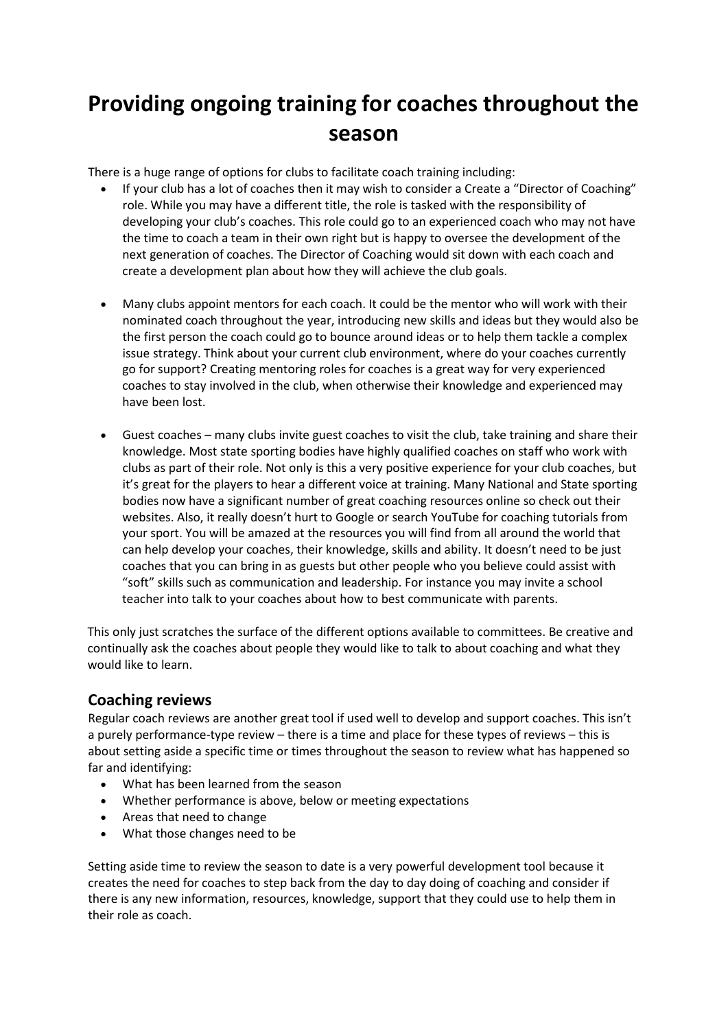# Providing ongoing training for coaches throughout the season

There is a huge range of options for clubs to facilitate coach training including:

- If your club has a lot of coaches then it may wish to consider a Create a "Director of Coaching" role. While you may have a different title, the role is tasked with the responsibility of developing your club's coaches. This role could go to an experienced coach who may not have the time to coach a team in their own right but is happy to oversee the development of the next generation of coaches. The Director of Coaching would sit down with each coach and create a development plan about how they will achieve the club goals.

- Many clubs appoint mentors for each coach. It could be the mentor who will work with their nominated coach throughout the year, introducing new skills and ideas but they would also be the first person the coach could go to bounce around ideas or to help them tackle a complex issue strategy. Think about your current club environment, where do your coaches currently go for support? Creating mentoring roles for coaches is a great way for very experienced coaches to stay involved in the club, when otherwise their knowledge and experienced may have been lost.

- Guest coaches – many clubs invite guest coaches to visit the club, take training and share their knowledge. Most state sporting bodies have highly qualified coaches on staff who work with clubs as part of their role. Not only is this a very positive experience for your club coaches, but it's great for the players to hear a different voice at training. Many National and State sporting bodies now have a significant number of great coaching resources online so check out their websites. Also, it really doesn't hurt to Google or search YouTube for coaching tutorials from your sport. You will be amazed at the resources you will find from all around the world that can help develop your coaches, their knowledge, skills and ability. It doesn't need to be just coaches that you can bring in as guests but other people who you believe could assist with "soft" skills such as communication and leadership. For instance you may invite a school teacher into talk to your coaches about how to best communicate with parents.

This only just scratches the surface of the different options available to committees. Be creative and continually ask the coaches about people they would like to talk to about coaching and what they would like to learn.

## Coaching reviews

Regular coach reviews are another great tool if used well to develop and support coaches. This isn't a purely performance-type review – there is a time and place for these types of reviews – this is about setting aside a specific time or times throughout the season to review what has happened so far and identifying:

- What has been learned from the season
- Whether performance is above, below or meeting expectations
- Areas that need to change
- What those changes need to be

Setting aside time to review the season to date is a very powerful development tool because it creates the need for coaches to step back from the day to day doing of coaching and consider if there is any new information, resources, knowledge, support that they could use to help them in their role as coach.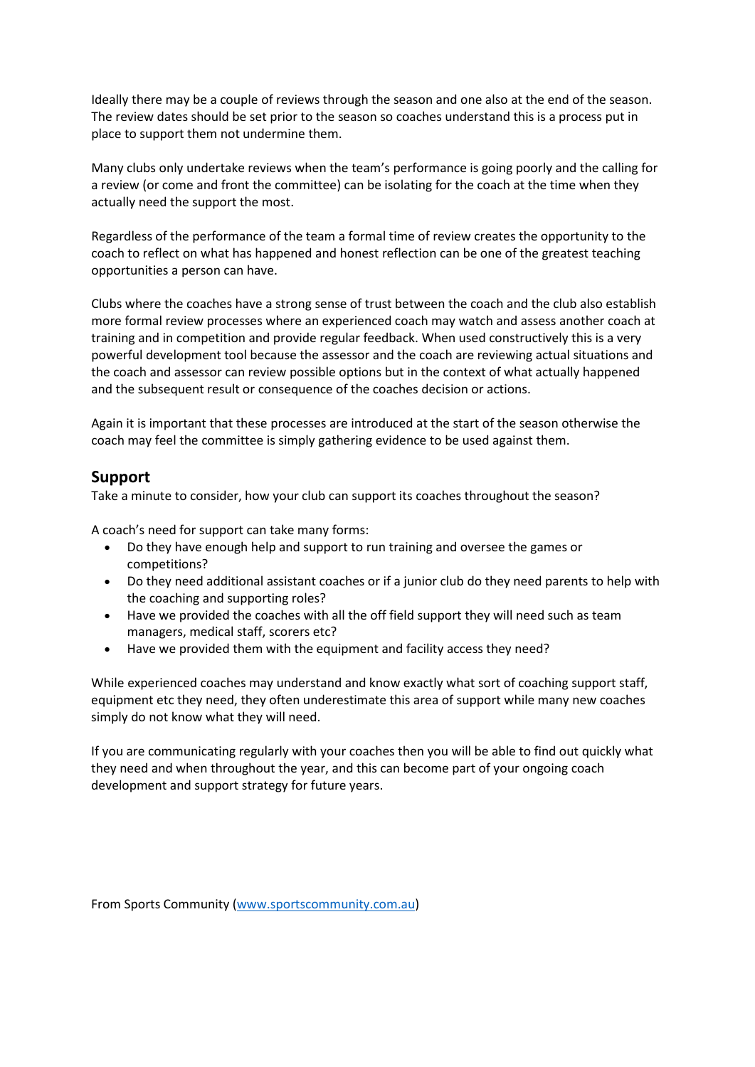Ideally there may be a couple of reviews through the season and one also at the end of the season. The review dates should be set prior to the season so coaches understand this is a process put in place to support them not undermine them.

Many clubs only undertake reviews when the team's performance is going poorly and the calling for a review (or come and front the committee) can be isolating for the coach at the time when they actually need the support the most.

Regardless of the performance of the team a formal time of review creates the opportunity to the coach to reflect on what has happened and honest reflection can be one of the greatest teaching opportunities a person can have.

Clubs where the coaches have a strong sense of trust between the coach and the club also establish more formal review processes where an experienced coach may watch and assess another coach at training and in competition and provide regular feedback. When used constructively this is a very powerful development tool because the assessor and the coach are reviewing actual situations and the coach and assessor can review possible options but in the context of what actually happened and the subsequent result or consequence of the coaches decision or actions.

Again it is important that these processes are introduced at the start of the season otherwise the coach may feel the committee is simply gathering evidence to be used against them.

## Support

Take a minute to consider, how your club can support its coaches throughout the season?

A coach's need for support can take many forms:

- Do they have enough help and support to run training and oversee the games or competitions?
- Do they need additional assistant coaches or if a junior club do they need parents to help with the coaching and supporting roles?
- Have we provided the coaches with all the off field support they will need such as team managers, medical staff, scorers etc?
- Have we provided them with the equipment and facility access they need?

While experienced coaches may understand and know exactly what sort of coaching support staff, equipment etc they need, they often underestimate this area of support while many new coaches simply do not know what they will need.

If you are communicating regularly with your coaches then you will be able to find out quickly what they need and when throughout the year, and this can become part of your ongoing coach development and support strategy for future years.

From Sports Community (www.sportscommunity.com.au)